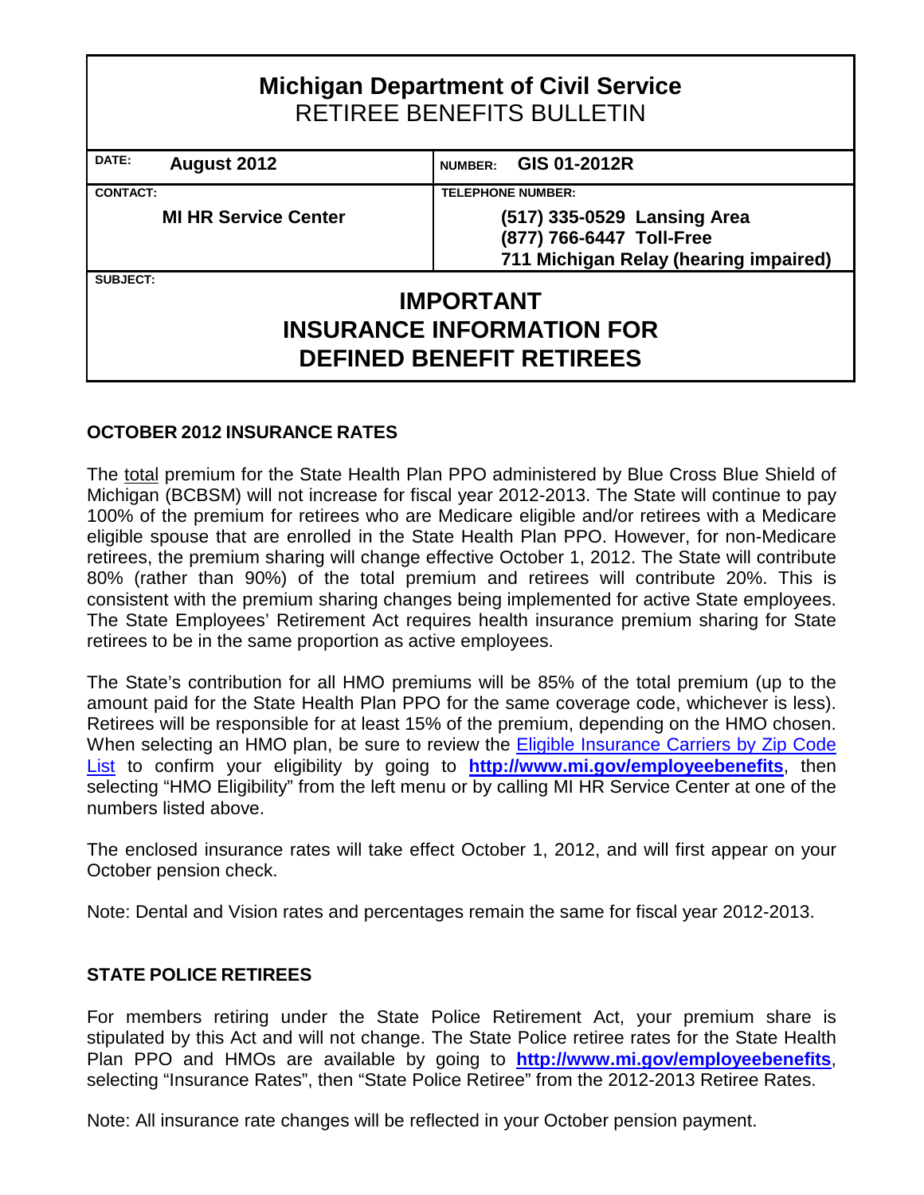# Michigan Department of Civil Service
## RETIREE BENEFITS BULLETIN

| DATE: **August 2012** | NUMBER: **GIS 01-2012R** |
|---|---|
| CONTACT: **MI HR Service Center** | TELEPHONE NUMBER: **(517) 335-0529 Lansing Area** **(877) 766-6447 Toll-Free** **711 Michigan Relay (hearing impaired)** |

SUBJECT:

## IMPORTANT INSURANCE INFORMATION FOR DEFINED BENEFIT RETIREES

### OCTOBER 2012 INSURANCE RATES

The total premium for the State Health Plan PPO administered by Blue Cross Blue Shield of Michigan (BCBSM) will not increase for fiscal year 2012-2013. The State will continue to pay 100% of the premium for retirees who are Medicare eligible and/or retirees with a Medicare eligible spouse that are enrolled in the State Health Plan PPO. However, for non-Medicare retirees, the premium sharing will change effective October 1, 2012. The State will contribute 80% (rather than 90%) of the total premium and retirees will contribute 20%. This is consistent with the premium sharing changes being implemented for active State employees. The State Employees' Retirement Act requires health insurance premium sharing for State retirees to be in the same proportion as active employees.

The State's contribution for all HMO premiums will be 85% of the total premium (up to the amount paid for the State Health Plan PPO for the same coverage code, whichever is less). Retirees will be responsible for at least 15% of the premium, depending on the HMO chosen. When selecting an HMO plan, be sure to review the Eligible Insurance Carriers by Zip Code List to confirm your eligibility by going to **http://www.mi.gov/employeebenefits**, then selecting "HMO Eligibility" from the left menu or by calling MI HR Service Center at one of the numbers listed above.

The enclosed insurance rates will take effect October 1, 2012, and will first appear on your October pension check.

Note: Dental and Vision rates and percentages remain the same for fiscal year 2012-2013.

### STATE POLICE RETIREES

For members retiring under the State Police Retirement Act, your premium share is stipulated by this Act and will not change. The State Police retiree rates for the State Health Plan PPO and HMOs are available by going to **http://www.mi.gov/employeebenefits**, selecting "Insurance Rates", then "State Police Retiree" from the 2012-2013 Retiree Rates.

Note: All insurance rate changes will be reflected in your October pension payment.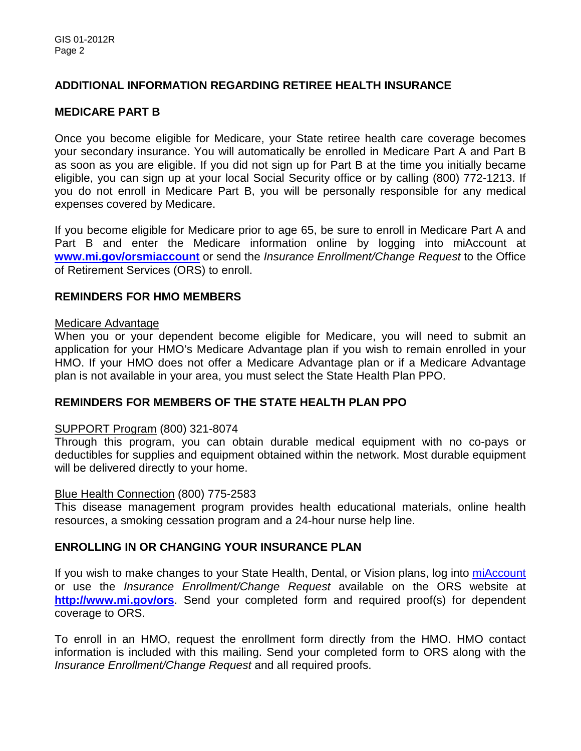## ADDITIONAL INFORMATION REGARDING RETIREE HEALTH INSURANCE

### MEDICARE PART B

Once you become eligible for Medicare, your State retiree health care coverage becomes your secondary insurance. You will automatically be enrolled in Medicare Part A and Part B as soon as you are eligible. If you did not sign up for Part B at the time you initially became eligible, you can sign up at your local Social Security office or by calling (800) 772-1213. If you do not enroll in Medicare Part B, you will be personally responsible for any medical expenses covered by Medicare.

If you become eligible for Medicare prior to age 65, be sure to enroll in Medicare Part A and Part B and enter the Medicare information online by logging into miAccount at **www.mi.gov/orsmiaccount** or send the *Insurance Enrollment/Change Request* to the Office of Retirement Services (ORS) to enroll.

### REMINDERS FOR HMO MEMBERS

Medicare Advantage

When you or your dependent become eligible for Medicare, you will need to submit an application for your HMO's Medicare Advantage plan if you wish to remain enrolled in your HMO. If your HMO does not offer a Medicare Advantage plan or if a Medicare Advantage plan is not available in your area, you must select the State Health Plan PPO.

### REMINDERS FOR MEMBERS OF THE STATE HEALTH PLAN PPO

SUPPORT Program (800) 321-8074

Through this program, you can obtain durable medical equipment with no co-pays or deductibles for supplies and equipment obtained within the network. Most durable equipment will be delivered directly to your home.

Blue Health Connection (800) 775-2583

This disease management program provides health educational materials, online health resources, a smoking cessation program and a 24-hour nurse help line.

### ENROLLING IN OR CHANGING YOUR INSURANCE PLAN

If you wish to make changes to your State Health, Dental, or Vision plans, log into miAccount or use the *Insurance Enrollment/Change Request* available on the ORS website at **http://www.mi.gov/ors**. Send your completed form and required proof(s) for dependent coverage to ORS.

To enroll in an HMO, request the enrollment form directly from the HMO. HMO contact information is included with this mailing. Send your completed form to ORS along with the *Insurance Enrollment/Change Request* and all required proofs.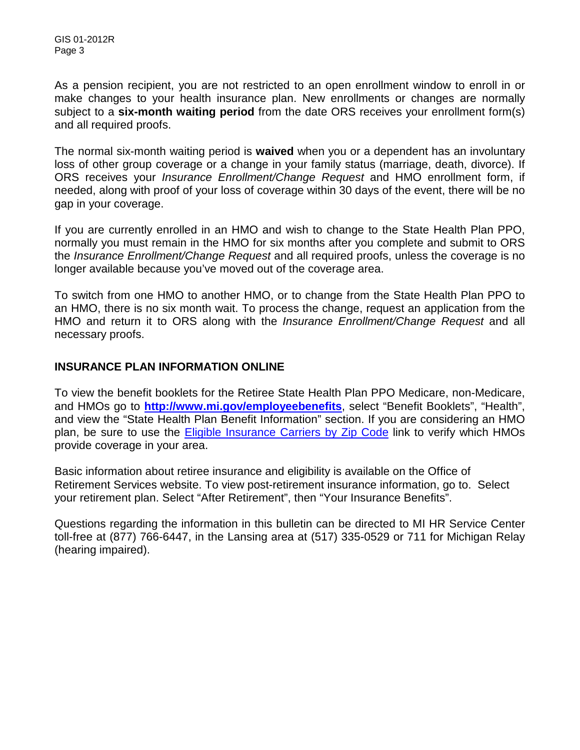As a pension recipient, you are not restricted to an open enrollment window to enroll in or make changes to your health insurance plan. New enrollments or changes are normally subject to a **six-month waiting period** from the date ORS receives your enrollment form(s) and all required proofs.

The normal six-month waiting period is **waived** when you or a dependent has an involuntary loss of other group coverage or a change in your family status (marriage, death, divorce). If ORS receives your *Insurance Enrollment/Change Request* and HMO enrollment form, if needed, along with proof of your loss of coverage within 30 days of the event, there will be no gap in your coverage.

If you are currently enrolled in an HMO and wish to change to the State Health Plan PPO, normally you must remain in the HMO for six months after you complete and submit to ORS the *Insurance Enrollment/Change Request* and all required proofs, unless the coverage is no longer available because you've moved out of the coverage area.

To switch from one HMO to another HMO, or to change from the State Health Plan PPO to an HMO, there is no six month wait. To process the change, request an application from the HMO and return it to ORS along with the *Insurance Enrollment/Change Request* and all necessary proofs.

## INSURANCE PLAN INFORMATION ONLINE

To view the benefit booklets for the Retiree State Health Plan PPO Medicare, non-Medicare, and HMOs go to **http://www.mi.gov/employeebenefits**, select "Benefit Booklets", "Health", and view the "State Health Plan Benefit Information" section. If you are considering an HMO plan, be sure to use the Eligible Insurance Carriers by Zip Code link to verify which HMOs provide coverage in your area.

Basic information about retiree insurance and eligibility is available on the Office of Retirement Services website. To view post-retirement insurance information, go to. Select your retirement plan. Select "After Retirement", then "Your Insurance Benefits".

Questions regarding the information in this bulletin can be directed to MI HR Service Center toll-free at (877) 766-6447, in the Lansing area at (517) 335-0529 or 711 for Michigan Relay (hearing impaired).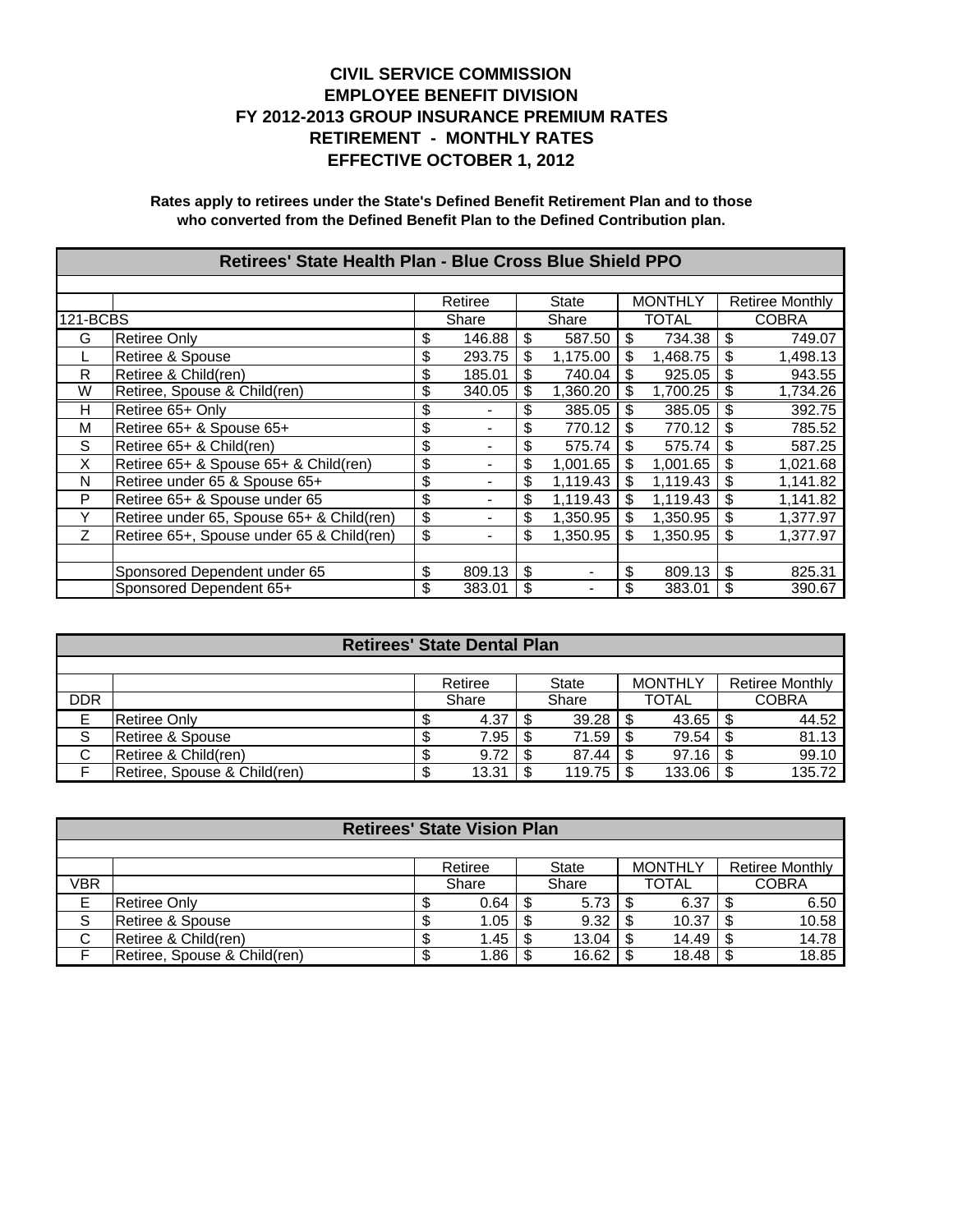# CIVIL SERVICE COMMISSION
## EMPLOYEE BENEFIT DIVISION
## FY 2012-2013 GROUP INSURANCE PREMIUM RATES
## RETIREMENT - MONTHLY RATES
## EFFECTIVE OCTOBER 1, 2012

**Rates apply to retirees under the State's Defined Benefit Retirement Plan and to those who converted from the Defined Benefit Plan to the Defined Contribution plan.**

| Retirees' State Health Plan - Blue Cross Blue Shield PPO | | | | | |
|---|---|---|---|---|---|
| | | Retiree | State | MONTHLY | Retiree Monthly |
| 121-BCBS | | Share | Share | TOTAL | COBRA |
| G | Retiree Only | $ 146.88 | $ 587.50 | $ 734.38 | $ 749.07 |
| L | Retiree & Spouse | $ 293.75 | $ 1,175.00 | $ 1,468.75 | $ 1,498.13 |
| R | Retiree & Child(ren) | $ 185.01 | $ 740.04 | $ 925.05 | $ 943.55 |
| W | Retiree, Spouse & Child(ren) | $ 340.05 | $ 1,360.20 | $ 1,700.25 | $ 1,734.26 |
| H | Retiree 65+ Only | $ - | $ 385.05 | $ 385.05 | $ 392.75 |
| M | Retiree 65+ & Spouse 65+ | $ - | $ 770.12 | $ 770.12 | $ 785.52 |
| S | Retiree 65+ & Child(ren) | $ - | $ 575.74 | $ 575.74 | $ 587.25 |
| X | Retiree 65+ & Spouse 65+ & Child(ren) | $ - | $ 1,001.65 | $ 1,001.65 | $ 1,021.68 |
| N | Retiree under 65 & Spouse 65+ | $ - | $ 1,119.43 | $ 1,119.43 | $ 1,141.82 |
| P | Retiree 65+ & Spouse under 65 | $ - | $ 1,119.43 | $ 1,119.43 | $ 1,141.82 |
| Y | Retiree under 65, Spouse 65+ & Child(ren) | $ - | $ 1,350.95 | $ 1,350.95 | $ 1,377.97 |
| Z | Retiree 65+, Spouse under 65 & Child(ren) | $ - | $ 1,350.95 | $ 1,350.95 | $ 1,377.97 |
| | | | | | |
| | Sponsored Dependent under 65 | $ 809.13 | $ - | $ 809.13 | $ 825.31 |
| | Sponsored Dependent 65+ | $ 383.01 | $ - | $ 383.01 | $ 390.67 |

| Retirees' State Dental Plan | | | | | |
|---|---|---|---|---|---|
| | | Retiree | State | MONTHLY | Retiree Monthly |
| DDR | | Share | Share | TOTAL | COBRA |
| E | Retiree Only | $ 4.37 | $ 39.28 | $ 43.65 | $ 44.52 |
| S | Retiree & Spouse | $ 7.95 | $ 71.59 | $ 79.54 | $ 81.13 |
| C | Retiree & Child(ren) | $ 9.72 | $ 87.44 | $ 97.16 | $ 99.10 |
| F | Retiree, Spouse & Child(ren) | $ 13.31 | $ 119.75 | $ 133.06 | $ 135.72 |

| Retirees' State Vision Plan | | | | | |
|---|---|---|---|---|---|
| | | Retiree | State | MONTHLY | Retiree Monthly |
| VBR | | Share | Share | TOTAL | COBRA |
| E | Retiree Only | $ 0.64 | $ 5.73 | $ 6.37 | $ 6.50 |
| S | Retiree & Spouse | $ 1.05 | $ 9.32 | $ 10.37 | $ 10.58 |
| C | Retiree & Child(ren) | $ 1.45 | $ 13.04 | $ 14.49 | $ 14.78 |
| F | Retiree, Spouse & Child(ren) | $ 1.86 | $ 16.62 | $ 18.48 | $ 18.85 |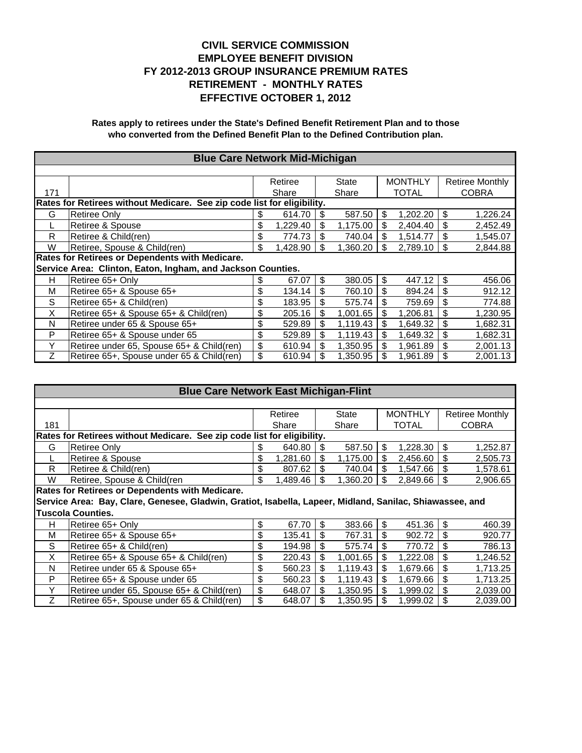**CIVIL SERVICE COMMISSION**
**EMPLOYEE BENEFIT DIVISION**
**FY 2012-2013 GROUP INSURANCE PREMIUM RATES**
**RETIREMENT - MONTHLY RATES**
**EFFECTIVE OCTOBER 1, 2012**

**Rates apply to retirees under the State's Defined Benefit Retirement Plan and to those who converted from the Defined Benefit Plan to the Defined Contribution plan.**

| Blue Care Network Mid-Michigan | | | | | |
|---|---|---|---|---|---|
| 171 | | Retiree Share | State Share | MONTHLY TOTAL | Retiree Monthly COBRA |
| **Rates for Retirees without Medicare. See zip code list for eligibility.** | | | | | |
| G | Retiree Only | $ 614.70 | $ 587.50 | $ 1,202.20 | $ 1,226.24 |
| L | Retiree & Spouse | $ 1,229.40 | $ 1,175.00 | $ 2,404.40 | $ 2,452.49 |
| R | Retiree & Child(ren) | $ 774.73 | $ 740.04 | $ 1,514.77 | $ 1,545.07 |
| W | Retiree, Spouse & Child(ren) | $ 1,428.90 | $ 1,360.20 | $ 2,789.10 | $ 2,844.88 |
| **Rates for Retirees or Dependents with Medicare.** | | | | | |
| **Service Area: Clinton, Eaton, Ingham, and Jackson Counties.** | | | | | |
| H | Retiree 65+ Only | $ 67.07 | $ 380.05 | $ 447.12 | $ 456.06 |
| M | Retiree 65+ & Spouse 65+ | $ 134.14 | $ 760.10 | $ 894.24 | $ 912.12 |
| S | Retiree 65+ & Child(ren) | $ 183.95 | $ 575.74 | $ 759.69 | $ 774.88 |
| X | Retiree 65+ & Spouse 65+ & Child(ren) | $ 205.16 | $ 1,001.65 | $ 1,206.81 | $ 1,230.95 |
| N | Retiree under 65 & Spouse 65+ | $ 529.89 | $ 1,119.43 | $ 1,649.32 | $ 1,682.31 |
| P | Retiree 65+ & Spouse under 65 | $ 529.89 | $ 1,119.43 | $ 1,649.32 | $ 1,682.31 |
| Y | Retiree under 65, Spouse 65+ & Child(ren) | $ 610.94 | $ 1,350.95 | $ 1,961.89 | $ 2,001.13 |
| Z | Retiree 65+, Spouse under 65 & Child(ren) | $ 610.94 | $ 1,350.95 | $ 1,961.89 | $ 2,001.13 |

| Blue Care Network East Michigan-Flint | | | | | |
|---|---|---|---|---|---|
| 181 | | Retiree Share | State Share | MONTHLY TOTAL | Retiree Monthly COBRA |
| **Rates for Retirees without Medicare. See zip code list for eligibility.** | | | | | |
| G | Retiree Only | $ 640.80 | $ 587.50 | $ 1,228.30 | $ 1,252.87 |
| L | Retiree & Spouse | $ 1,281.60 | $ 1,175.00 | $ 2,456.60 | $ 2,505.73 |
| R | Retiree & Child(ren) | $ 807.62 | $ 740.04 | $ 1,547.66 | $ 1,578.61 |
| W | Retiree, Spouse & Child(ren | $ 1,489.46 | $ 1,360.20 | $ 2,849.66 | $ 2,906.65 |
| **Rates for Retirees or Dependents with Medicare.** | | | | | |
| **Service Area: Bay, Clare, Genesee, Gladwin, Gratiot, Isabella, Lapeer, Midland, Sanilac, Shiawassee, and Tuscola Counties.** | | | | | |
| H | Retiree 65+ Only | $ 67.70 | $ 383.66 | $ 451.36 | $ 460.39 |
| M | Retiree 65+ & Spouse 65+ | $ 135.41 | $ 767.31 | $ 902.72 | $ 920.77 |
| S | Retiree 65+ & Child(ren) | $ 194.98 | $ 575.74 | $ 770.72 | $ 786.13 |
| X | Retiree 65+ & Spouse 65+ & Child(ren) | $ 220.43 | $ 1,001.65 | $ 1,222.08 | $ 1,246.52 |
| N | Retiree under 65 & Spouse 65+ | $ 560.23 | $ 1,119.43 | $ 1,679.66 | $ 1,713.25 |
| P | Retiree 65+ & Spouse under 65 | $ 560.23 | $ 1,119.43 | $ 1,679.66 | $ 1,713.25 |
| Y | Retiree under 65, Spouse 65+ & Child(ren) | $ 648.07 | $ 1,350.95 | $ 1,999.02 | $ 2,039.00 |
| Z | Retiree 65+, Spouse under 65 & Child(ren) | $ 648.07 | $ 1,350.95 | $ 1,999.02 | $ 2,039.00 |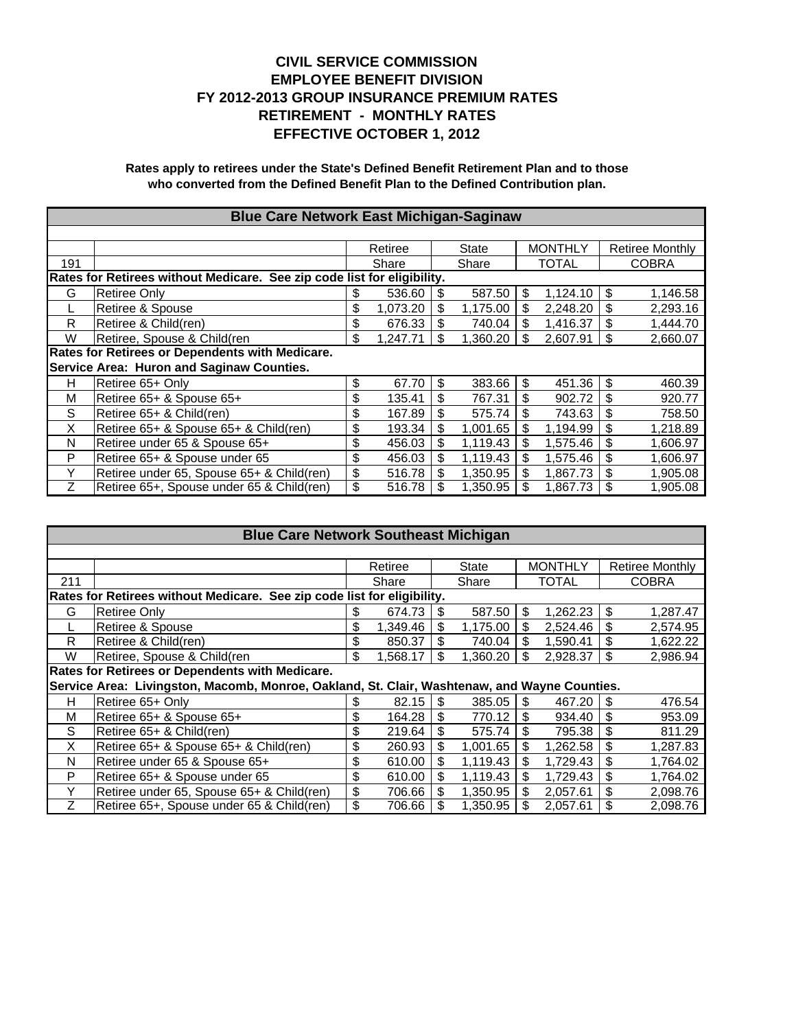# CIVIL SERVICE COMMISSION
# EMPLOYEE BENEFIT DIVISION
# FY 2012-2013 GROUP INSURANCE PREMIUM RATES
# RETIREMENT - MONTHLY RATES
# EFFECTIVE OCTOBER 1, 2012

**Rates apply to retirees under the State's Defined Benefit Retirement Plan and to those who converted from the Defined Benefit Plan to the Defined Contribution plan.**

| Blue Care Network East Michigan-Saginaw | | | | | |
|---|---|---|---|---|---|
| | | Retiree | State | MONTHLY | Retiree Monthly |
| 191 | | Share | Share | TOTAL | COBRA |
| **Rates for Retirees without Medicare. See zip code list for eligibility.** | | | | | |
| G | Retiree Only | $ 536.60 | $ 587.50 | $ 1,124.10 | $ 1,146.58 |
| L | Retiree & Spouse | $ 1,073.20 | $ 1,175.00 | $ 2,248.20 | $ 2,293.16 |
| R | Retiree & Child(ren) | $ 676.33 | $ 740.04 | $ 1,416.37 | $ 1,444.70 |
| W | Retiree, Spouse & Child(ren | $ 1,247.71 | $ 1,360.20 | $ 2,607.91 | $ 2,660.07 |
| **Rates for Retirees or Dependents with Medicare.** | | | | | |
| **Service Area: Huron and Saginaw Counties.** | | | | | |
| H | Retiree 65+ Only | $ 67.70 | $ 383.66 | $ 451.36 | $ 460.39 |
| M | Retiree 65+ & Spouse 65+ | $ 135.41 | $ 767.31 | $ 902.72 | $ 920.77 |
| S | Retiree 65+ & Child(ren) | $ 167.89 | $ 575.74 | $ 743.63 | $ 758.50 |
| X | Retiree 65+ & Spouse 65+ & Child(ren) | $ 193.34 | $ 1,001.65 | $ 1,194.99 | $ 1,218.89 |
| N | Retiree under 65 & Spouse 65+ | $ 456.03 | $ 1,119.43 | $ 1,575.46 | $ 1,606.97 |
| P | Retiree 65+ & Spouse under 65 | $ 456.03 | $ 1,119.43 | $ 1,575.46 | $ 1,606.97 |
| Y | Retiree under 65, Spouse 65+ & Child(ren) | $ 516.78 | $ 1,350.95 | $ 1,867.73 | $ 1,905.08 |
| Z | Retiree 65+, Spouse under 65 & Child(ren) | $ 516.78 | $ 1,350.95 | $ 1,867.73 | $ 1,905.08 |

| Blue Care Network Southeast Michigan | | | | | |
|---|---|---|---|---|---|
| | | Retiree | State | MONTHLY | Retiree Monthly |
| 211 | | Share | Share | TOTAL | COBRA |
| **Rates for Retirees without Medicare. See zip code list for eligibility.** | | | | | |
| G | Retiree Only | $ 674.73 | $ 587.50 | $ 1,262.23 | $ 1,287.47 |
| L | Retiree & Spouse | $ 1,349.46 | $ 1,175.00 | $ 2,524.46 | $ 2,574.95 |
| R | Retiree & Child(ren) | $ 850.37 | $ 740.04 | $ 1,590.41 | $ 1,622.22 |
| W | Retiree, Spouse & Child(ren | $ 1,568.17 | $ 1,360.20 | $ 2,928.37 | $ 2,986.94 |
| **Rates for Retirees or Dependents with Medicare.** | | | | | |
| **Service Area: Livingston, Macomb, Monroe, Oakland, St. Clair, Washtenaw, and Wayne Counties.** | | | | | |
| H | Retiree 65+ Only | $ 82.15 | $ 385.05 | $ 467.20 | $ 476.54 |
| M | Retiree 65+ & Spouse 65+ | $ 164.28 | $ 770.12 | $ 934.40 | $ 953.09 |
| S | Retiree 65+ & Child(ren) | $ 219.64 | $ 575.74 | $ 795.38 | $ 811.29 |
| X | Retiree 65+ & Spouse 65+ & Child(ren) | $ 260.93 | $ 1,001.65 | $ 1,262.58 | $ 1,287.83 |
| N | Retiree under 65 & Spouse 65+ | $ 610.00 | $ 1,119.43 | $ 1,729.43 | $ 1,764.02 |
| P | Retiree 65+ & Spouse under 65 | $ 610.00 | $ 1,119.43 | $ 1,729.43 | $ 1,764.02 |
| Y | Retiree under 65, Spouse 65+ & Child(ren) | $ 706.66 | $ 1,350.95 | $ 2,057.61 | $ 2,098.76 |
| Z | Retiree 65+, Spouse under 65 & Child(ren) | $ 706.66 | $ 1,350.95 | $ 2,057.61 | $ 2,098.76 |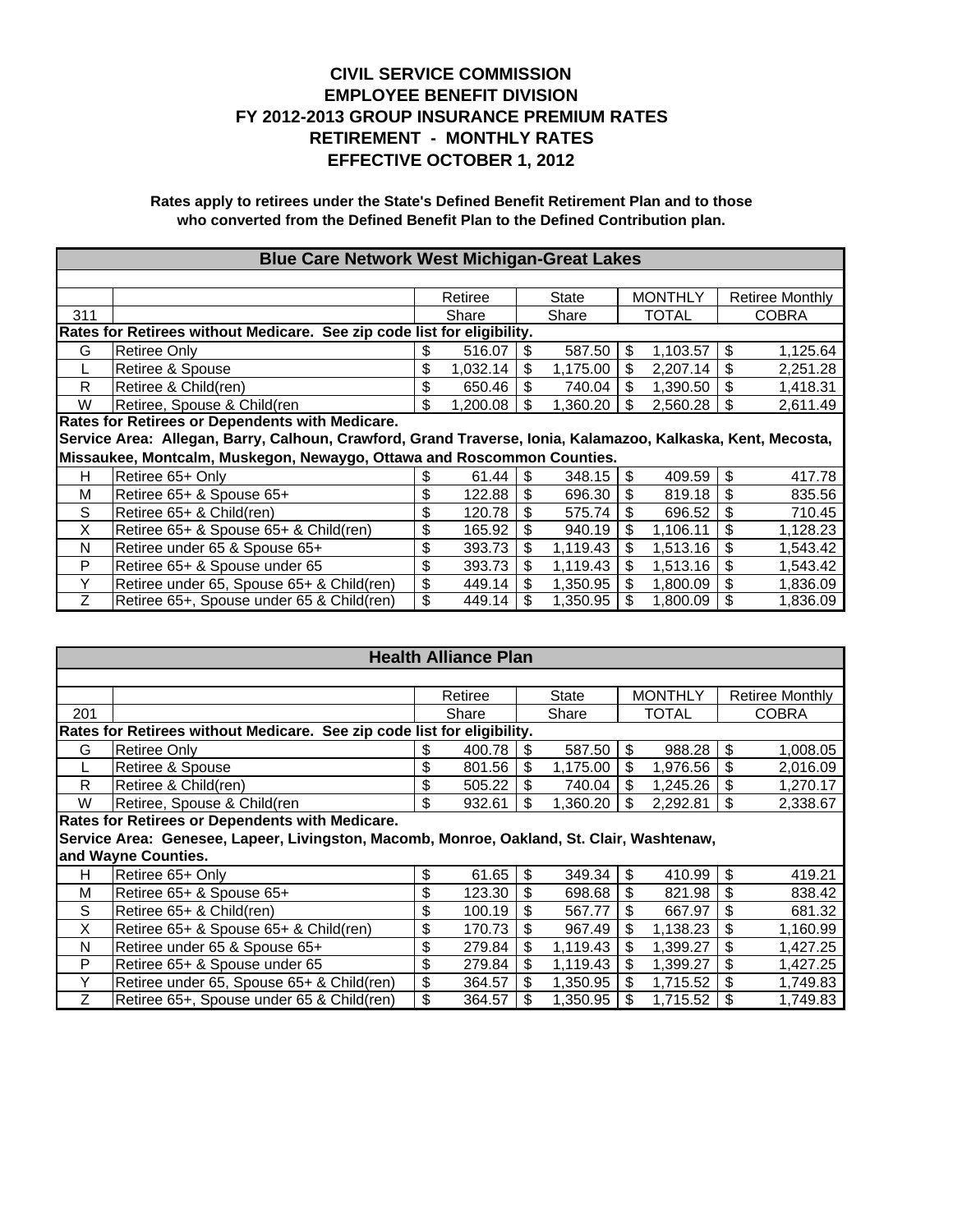# CIVIL SERVICE COMMISSION
# EMPLOYEE BENEFIT DIVISION
# FY 2012-2013 GROUP INSURANCE PREMIUM RATES
# RETIREMENT - MONTHLY RATES
# EFFECTIVE OCTOBER 1, 2012

**Rates apply to retirees under the State's Defined Benefit Retirement Plan and to those who converted from the Defined Benefit Plan to the Defined Contribution plan.**

| Blue Care Network West Michigan-Great Lakes | | | | | |
|---|---|---|---|---|---|
| | | Retiree | State | MONTHLY | Retiree Monthly |
| 311 | | Share | Share | TOTAL | COBRA |
| **Rates for Retirees without Medicare. See zip code list for eligibility.** | | | | | |
| G | Retiree Only | $ 516.07 | $ 587.50 | $ 1,103.57 | $ 1,125.64 |
| L | Retiree & Spouse | $ 1,032.14 | $ 1,175.00 | $ 2,207.14 | $ 2,251.28 |
| R | Retiree & Child(ren) | $ 650.46 | $ 740.04 | $ 1,390.50 | $ 1,418.31 |
| W | Retiree, Spouse & Child(ren | $ 1,200.08 | $ 1,360.20 | $ 2,560.28 | $ 2,611.49 |
| **Rates for Retirees or Dependents with Medicare. Service Area: Allegan, Barry, Calhoun, Crawford, Grand Traverse, Ionia, Kalamazoo, Kalkaska, Kent, Mecosta, Missaukee, Montcalm, Muskegon, Newaygo, Ottawa and Roscommon Counties.** | | | | | |
| H | Retiree 65+ Only | $ 61.44 | $ 348.15 | $ 409.59 | $ 417.78 |
| M | Retiree 65+ & Spouse 65+ | $ 122.88 | $ 696.30 | $ 819.18 | $ 835.56 |
| S | Retiree 65+ & Child(ren) | $ 120.78 | $ 575.74 | $ 696.52 | $ 710.45 |
| X | Retiree 65+ & Spouse 65+ & Child(ren) | $ 165.92 | $ 940.19 | $ 1,106.11 | $ 1,128.23 |
| N | Retiree under 65 & Spouse 65+ | $ 393.73 | $ 1,119.43 | $ 1,513.16 | $ 1,543.42 |
| P | Retiree 65+ & Spouse under 65 | $ 393.73 | $ 1,119.43 | $ 1,513.16 | $ 1,543.42 |
| Y | Retiree under 65, Spouse 65+ & Child(ren) | $ 449.14 | $ 1,350.95 | $ 1,800.09 | $ 1,836.09 |
| Z | Retiree 65+, Spouse under 65 & Child(ren) | $ 449.14 | $ 1,350.95 | $ 1,800.09 | $ 1,836.09 |

| Health Alliance Plan | | | | | |
|---|---|---|---|---|---|
| | | Retiree | State | MONTHLY | Retiree Monthly |
| 201 | | Share | Share | TOTAL | COBRA |
| **Rates for Retirees without Medicare. See zip code list for eligibility.** | | | | | |
| G | Retiree Only | $ 400.78 | $ 587.50 | $ 988.28 | $ 1,008.05 |
| L | Retiree & Spouse | $ 801.56 | $ 1,175.00 | $ 1,976.56 | $ 2,016.09 |
| R | Retiree & Child(ren) | $ 505.22 | $ 740.04 | $ 1,245.26 | $ 1,270.17 |
| W | Retiree, Spouse & Child(ren | $ 932.61 | $ 1,360.20 | $ 2,292.81 | $ 2,338.67 |
| **Rates for Retirees or Dependents with Medicare. Service Area: Genesee, Lapeer, Livingston, Macomb, Monroe, Oakland, St. Clair, Washtenaw, and Wayne Counties.** | | | | | |
| H | Retiree 65+ Only | $ 61.65 | $ 349.34 | $ 410.99 | $ 419.21 |
| M | Retiree 65+ & Spouse 65+ | $ 123.30 | $ 698.68 | $ 821.98 | $ 838.42 |
| S | Retiree 65+ & Child(ren) | $ 100.19 | $ 567.77 | $ 667.97 | $ 681.32 |
| X | Retiree 65+ & Spouse 65+ & Child(ren) | $ 170.73 | $ 967.49 | $ 1,138.23 | $ 1,160.99 |
| N | Retiree under 65 & Spouse 65+ | $ 279.84 | $ 1,119.43 | $ 1,399.27 | $ 1,427.25 |
| P | Retiree 65+ & Spouse under 65 | $ 279.84 | $ 1,119.43 | $ 1,399.27 | $ 1,427.25 |
| Y | Retiree under 65, Spouse 65+ & Child(ren) | $ 364.57 | $ 1,350.95 | $ 1,715.52 | $ 1,749.83 |
| Z | Retiree 65+, Spouse under 65 & Child(ren) | $ 364.57 | $ 1,350.95 | $ 1,715.52 | $ 1,749.83 |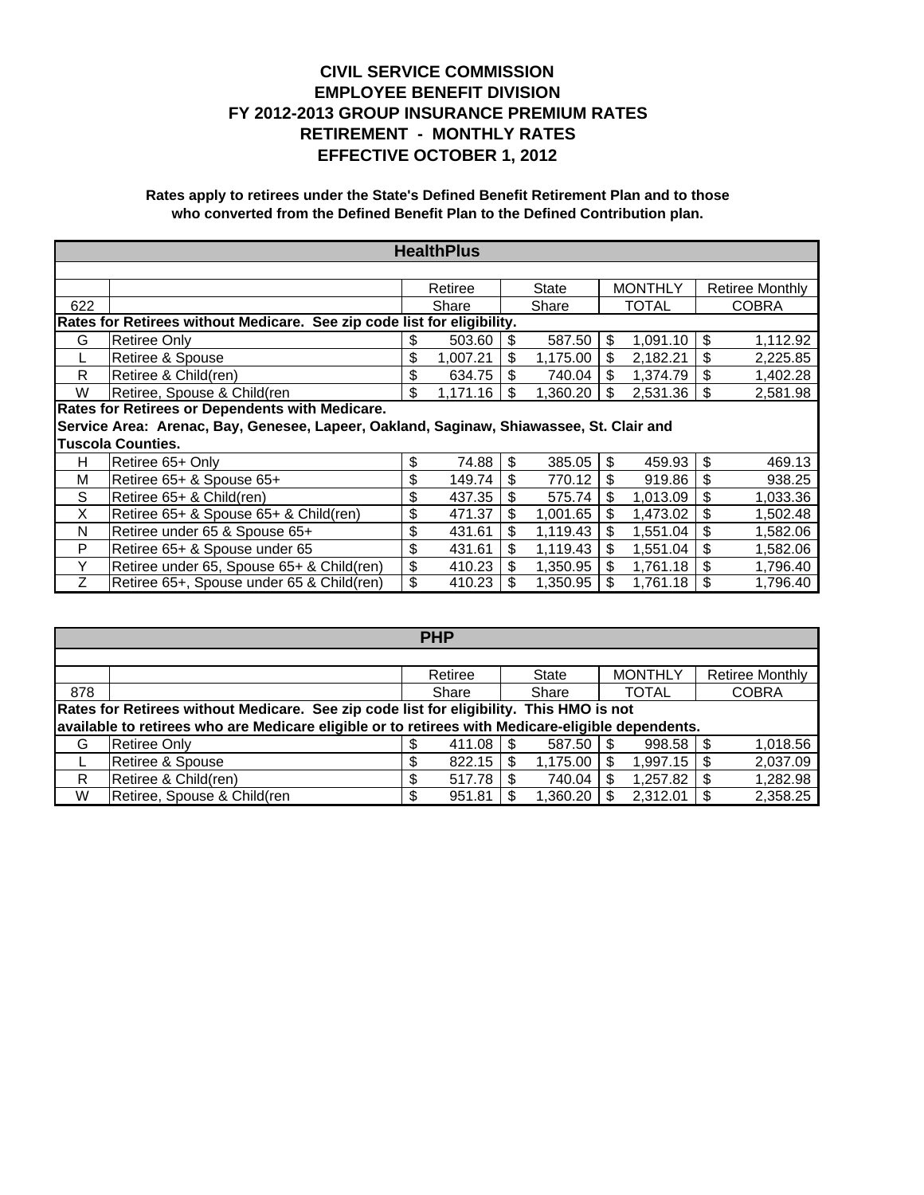# CIVIL SERVICE COMMISSION
# EMPLOYEE BENEFIT DIVISION
# FY 2012-2013 GROUP INSURANCE PREMIUM RATES
# RETIREMENT - MONTHLY RATES
# EFFECTIVE OCTOBER 1, 2012

**Rates apply to retirees under the State's Defined Benefit Retirement Plan and to those who converted from the Defined Benefit Plan to the Defined Contribution plan.**

| HealthPlus | | | | | |
|---|---|---|---|---|---|
| | | Retiree | State | MONTHLY | Retiree Monthly |
| 622 | | Share | Share | TOTAL | COBRA |
| **Rates for Retirees without Medicare. See zip code list for eligibility.** | | | | | |
| G | Retiree Only | $ 503.60 | $ 587.50 | $ 1,091.10 | $ 1,112.92 |
| L | Retiree & Spouse | $ 1,007.21 | $ 1,175.00 | $ 2,182.21 | $ 2,225.85 |
| R | Retiree & Child(ren) | $ 634.75 | $ 740.04 | $ 1,374.79 | $ 1,402.28 |
| W | Retiree, Spouse & Child(ren | $ 1,171.16 | $ 1,360.20 | $ 2,531.36 | $ 2,581.98 |
| **Rates for Retirees or Dependents with Medicare. Service Area: Arenac, Bay, Genesee, Lapeer, Oakland, Saginaw, Shiawassee, St. Clair and Tuscola Counties.** | | | | | |
| H | Retiree 65+ Only | $ 74.88 | $ 385.05 | $ 459.93 | $ 469.13 |
| M | Retiree 65+ & Spouse 65+ | $ 149.74 | $ 770.12 | $ 919.86 | $ 938.25 |
| S | Retiree 65+ & Child(ren) | $ 437.35 | $ 575.74 | $ 1,013.09 | $ 1,033.36 |
| X | Retiree 65+ & Spouse 65+ & Child(ren) | $ 471.37 | $ 1,001.65 | $ 1,473.02 | $ 1,502.48 |
| N | Retiree under 65 & Spouse 65+ | $ 431.61 | $ 1,119.43 | $ 1,551.04 | $ 1,582.06 |
| P | Retiree 65+ & Spouse under 65 | $ 431.61 | $ 1,119.43 | $ 1,551.04 | $ 1,582.06 |
| Y | Retiree under 65, Spouse 65+ & Child(ren) | $ 410.23 | $ 1,350.95 | $ 1,761.18 | $ 1,796.40 |
| Z | Retiree 65+, Spouse under 65 & Child(ren) | $ 410.23 | $ 1,350.95 | $ 1,761.18 | $ 1,796.40 |

| PHP | | | | | |
|---|---|---|---|---|---|
| | | Retiree | State | MONTHLY | Retiree Monthly |
| 878 | | Share | Share | TOTAL | COBRA |
| **Rates for Retirees without Medicare. See zip code list for eligibility. This HMO is not available to retirees who are Medicare eligible or to retirees with Medicare-eligible dependents.** | | | | | |
| G | Retiree Only | $ 411.08 | $ 587.50 | $ 998.58 | $ 1,018.56 |
| L | Retiree & Spouse | $ 822.15 | $ 1,175.00 | $ 1,997.15 | $ 2,037.09 |
| R | Retiree & Child(ren) | $ 517.78 | $ 740.04 | $ 1,257.82 | $ 1,282.98 |
| W | Retiree, Spouse & Child(ren | $ 951.81 | $ 1,360.20 | $ 2,312.01 | $ 2,358.25 |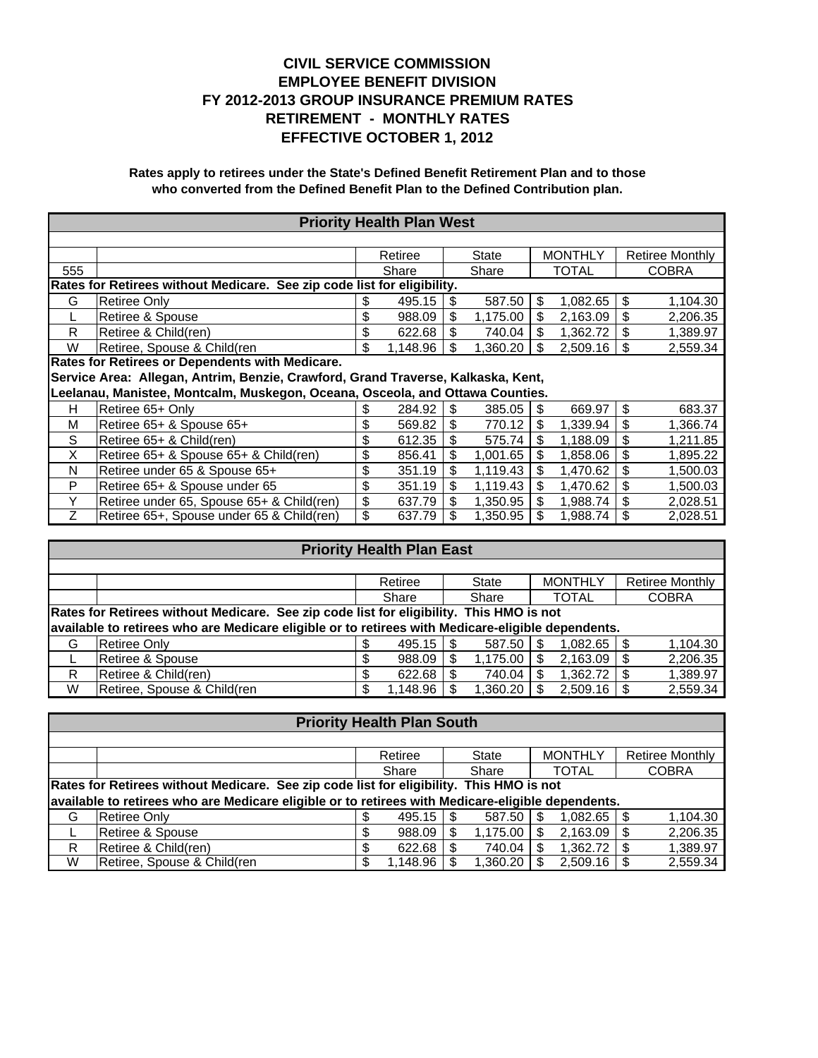# CIVIL SERVICE COMMISSION
# EMPLOYEE BENEFIT DIVISION
# FY 2012-2013 GROUP INSURANCE PREMIUM RATES
# RETIREMENT - MONTHLY RATES
# EFFECTIVE OCTOBER 1, 2012

**Rates apply to retirees under the State's Defined Benefit Retirement Plan and to those who converted from the Defined Benefit Plan to the Defined Contribution plan.**

| Priority Health Plan West | | | | | |
|---|---|---|---|---|---|
| | | Retiree | State | MONTHLY | Retiree Monthly |
| 555 | | Share | Share | TOTAL | COBRA |
| **Rates for Retirees without Medicare. See zip code list for eligibility.** | | | | | |
| G | Retiree Only | $ 495.15 | $ 587.50 | $ 1,082.65 | $ 1,104.30 |
| L | Retiree & Spouse | $ 988.09 | $ 1,175.00 | $ 2,163.09 | $ 2,206.35 |
| R | Retiree & Child(ren) | $ 622.68 | $ 740.04 | $ 1,362.72 | $ 1,389.97 |
| W | Retiree, Spouse & Child(ren | $ 1,148.96 | $ 1,360.20 | $ 2,509.16 | $ 2,559.34 |
| **Rates for Retirees or Dependents with Medicare.** | | | | | |
| **Service Area: Allegan, Antrim, Benzie, Crawford, Grand Traverse, Kalkaska, Kent, Leelanau, Manistee, Montcalm, Muskegon, Oceana, Osceola, and Ottawa Counties.** | | | | | |
| H | Retiree 65+ Only | $ 284.92 | $ 385.05 | $ 669.97 | $ 683.37 |
| M | Retiree 65+ & Spouse 65+ | $ 569.82 | $ 770.12 | $ 1,339.94 | $ 1,366.74 |
| S | Retiree 65+ & Child(ren) | $ 612.35 | $ 575.74 | $ 1,188.09 | $ 1,211.85 |
| X | Retiree 65+ & Spouse 65+ & Child(ren) | $ 856.41 | $ 1,001.65 | $ 1,858.06 | $ 1,895.22 |
| N | Retiree under 65 & Spouse 65+ | $ 351.19 | $ 1,119.43 | $ 1,470.62 | $ 1,500.03 |
| P | Retiree 65+ & Spouse under 65 | $ 351.19 | $ 1,119.43 | $ 1,470.62 | $ 1,500.03 |
| Y | Retiree under 65, Spouse 65+ & Child(ren) | $ 637.79 | $ 1,350.95 | $ 1,988.74 | $ 2,028.51 |
| Z | Retiree 65+, Spouse under 65 & Child(ren) | $ 637.79 | $ 1,350.95 | $ 1,988.74 | $ 2,028.51 |

| Priority Health Plan East | | | | | |
|---|---|---|---|---|---|
| | | Retiree | State | MONTHLY | Retiree Monthly |
| | | Share | Share | TOTAL | COBRA |
| **Rates for Retirees without Medicare. See zip code list for eligibility. This HMO is not available to retirees who are Medicare eligible or to retirees with Medicare-eligible dependents.** | | | | | |
| G | Retiree Only | $ 495.15 | $ 587.50 | $ 1,082.65 | $ 1,104.30 |
| L | Retiree & Spouse | $ 988.09 | $ 1,175.00 | $ 2,163.09 | $ 2,206.35 |
| R | Retiree & Child(ren) | $ 622.68 | $ 740.04 | $ 1,362.72 | $ 1,389.97 |
| W | Retiree, Spouse & Child(ren | $ 1,148.96 | $ 1,360.20 | $ 2,509.16 | $ 2,559.34 |

| Priority Health Plan South | | | | | |
|---|---|---|---|---|---|
| | | Retiree | State | MONTHLY | Retiree Monthly |
| | | Share | Share | TOTAL | COBRA |
| **Rates for Retirees without Medicare. See zip code list for eligibility. This HMO is not available to retirees who are Medicare eligible or to retirees with Medicare-eligible dependents.** | | | | | |
| G | Retiree Only | $ 495.15 | $ 587.50 | $ 1,082.65 | $ 1,104.30 |
| L | Retiree & Spouse | $ 988.09 | $ 1,175.00 | $ 2,163.09 | $ 2,206.35 |
| R | Retiree & Child(ren) | $ 622.68 | $ 740.04 | $ 1,362.72 | $ 1,389.97 |
| W | Retiree, Spouse & Child(ren | $ 1,148.96 | $ 1,360.20 | $ 2,509.16 | $ 2,559.34 |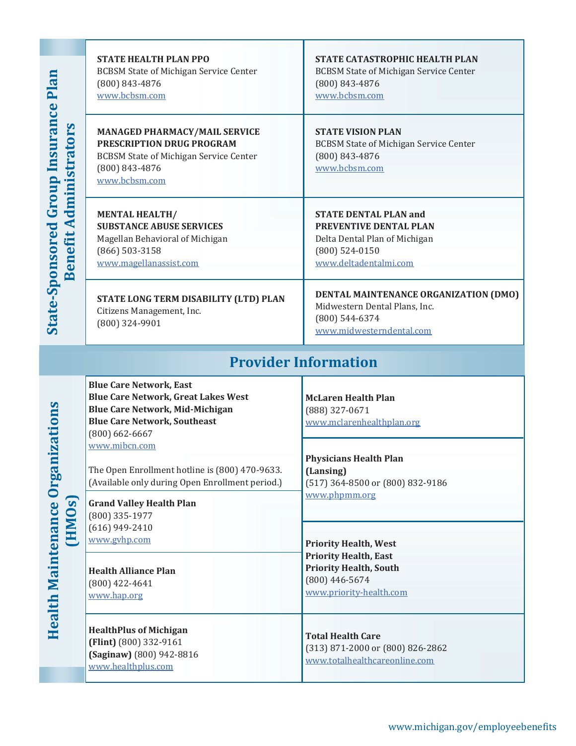## State-Sponsored Group Insurance Plan Benefit Administrators

**STATE HEALTH PLAN PPO**
BCBSM State of Michigan Service Center
(800) 843-4876
www.bcbsm.com

**STATE CATASTROPHIC HEALTH PLAN**
BCBSM State of Michigan Service Center
(800) 843-4876
www.bcbsm.com

**MANAGED PHARMACY/MAIL SERVICE PRESCRIPTION DRUG PROGRAM**
BCBSM State of Michigan Service Center
(800) 843-4876
www.bcbsm.com

**STATE VISION PLAN**
BCBSM State of Michigan Service Center
(800) 843-4876
www.bcbsm.com

**MENTAL HEALTH/ SUBSTANCE ABUSE SERVICES**
Magellan Behavioral of Michigan
(866) 503-3158
www.magellanassist.com

**STATE DENTAL PLAN and PREVENTIVE DENTAL PLAN**
Delta Dental Plan of Michigan
(800) 524-0150
www.deltadentalmi.com

**STATE LONG TERM DISABILITY (LTD) PLAN**
Citizens Management, Inc.
(800) 324-9901

**DENTAL MAINTENANCE ORGANIZATION (DMO)**
Midwestern Dental Plans, Inc.
(800) 544-6374
www.midwesterndental.com

# Provider Information

## Health Maintenance Organizations (HMOs)

**Blue Care Network, East**
**Blue Care Network, Great Lakes West**
**Blue Care Network, Mid-Michigan**
**Blue Care Network, Southeast**
(800) 662-6667
www.mibcn.com

The Open Enrollment hotline is (800) 470-9633. (Available only during Open Enrollment period.)

**Grand Valley Health Plan**
(800) 335-1977
(616) 949-2410
www.gvhp.com

**Health Alliance Plan**
(800) 422-4641
www.hap.org

**HealthPlus of Michigan**
**(Flint)** (800) 332-9161
**(Saginaw)** (800) 942-8816
www.healthplus.com

**McLaren Health Plan**
(888) 327-0671
www.mclarenhealthplan.org

**Physicians Health Plan (Lansing)**
(517) 364-8500 or (800) 832-9186
www.phpmm.org

**Priority Health, West**
**Priority Health, East**
**Priority Health, South**
(800) 446-5674
www.priority-health.com

**Total Health Care**
(313) 871-2000 or (800) 826-2862
www.totalhealthcareonline.com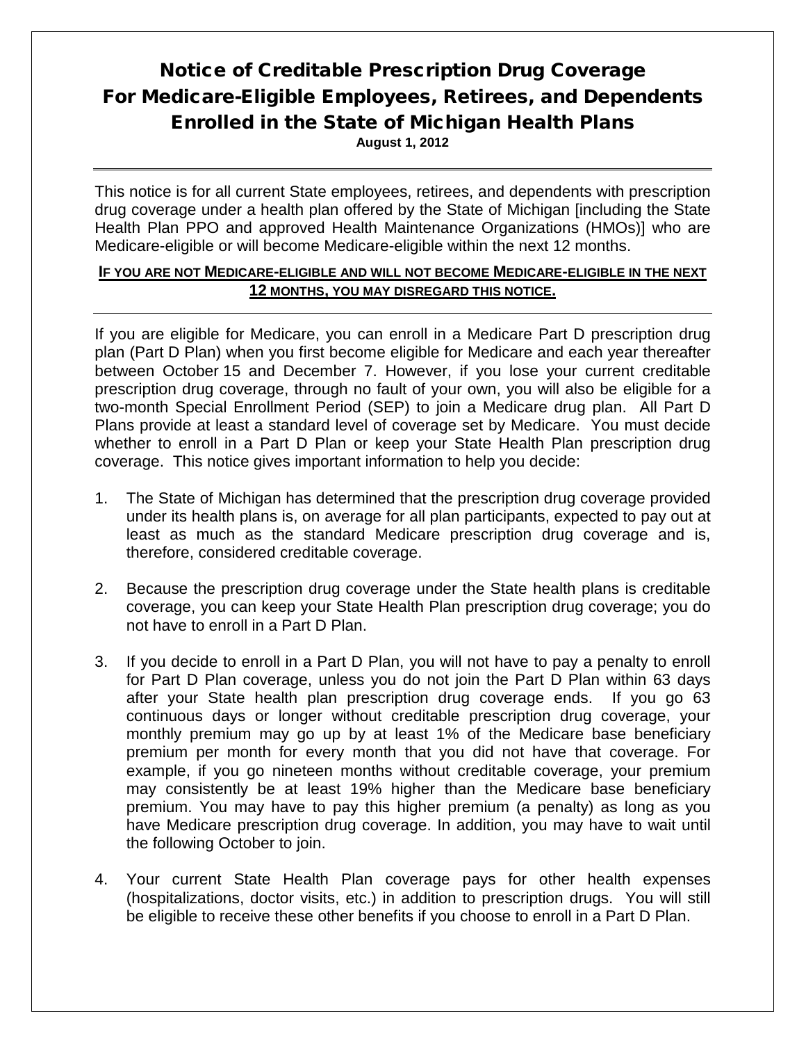# Notice of Creditable Prescription Drug Coverage For Medicare-Eligible Employees, Retirees, and Dependents Enrolled in the State of Michigan Health Plans

**August 1, 2012**

---

This notice is for all current State employees, retirees, and dependents with prescription drug coverage under a health plan offered by the State of Michigan [including the State Health Plan PPO and approved Health Maintenance Organizations (HMOs)] who are Medicare-eligible or will become Medicare-eligible within the next 12 months.

**IF YOU ARE NOT MEDICARE-ELIGIBLE AND WILL NOT BECOME MEDICARE-ELIGIBLE IN THE NEXT 12 MONTHS, YOU MAY DISREGARD THIS NOTICE.**

---

If you are eligible for Medicare, you can enroll in a Medicare Part D prescription drug plan (Part D Plan) when you first become eligible for Medicare and each year thereafter between October 15 and December 7. However, if you lose your current creditable prescription drug coverage, through no fault of your own, you will also be eligible for a two-month Special Enrollment Period (SEP) to join a Medicare drug plan. All Part D Plans provide at least a standard level of coverage set by Medicare. You must decide whether to enroll in a Part D Plan or keep your State Health Plan prescription drug coverage. This notice gives important information to help you decide:

1. The State of Michigan has determined that the prescription drug coverage provided under its health plans is, on average for all plan participants, expected to pay out at least as much as the standard Medicare prescription drug coverage and is, therefore, considered creditable coverage.

2. Because the prescription drug coverage under the State health plans is creditable coverage, you can keep your State Health Plan prescription drug coverage; you do not have to enroll in a Part D Plan.

3. If you decide to enroll in a Part D Plan, you will not have to pay a penalty to enroll for Part D Plan coverage, unless you do not join the Part D Plan within 63 days after your State health plan prescription drug coverage ends. If you go 63 continuous days or longer without creditable prescription drug coverage, your monthly premium may go up by at least 1% of the Medicare base beneficiary premium per month for every month that you did not have that coverage. For example, if you go nineteen months without creditable coverage, your premium may consistently be at least 19% higher than the Medicare base beneficiary premium. You may have to pay this higher premium (a penalty) as long as you have Medicare prescription drug coverage. In addition, you may have to wait until the following October to join.

4. Your current State Health Plan coverage pays for other health expenses (hospitalizations, doctor visits, etc.) in addition to prescription drugs. You will still be eligible to receive these other benefits if you choose to enroll in a Part D Plan.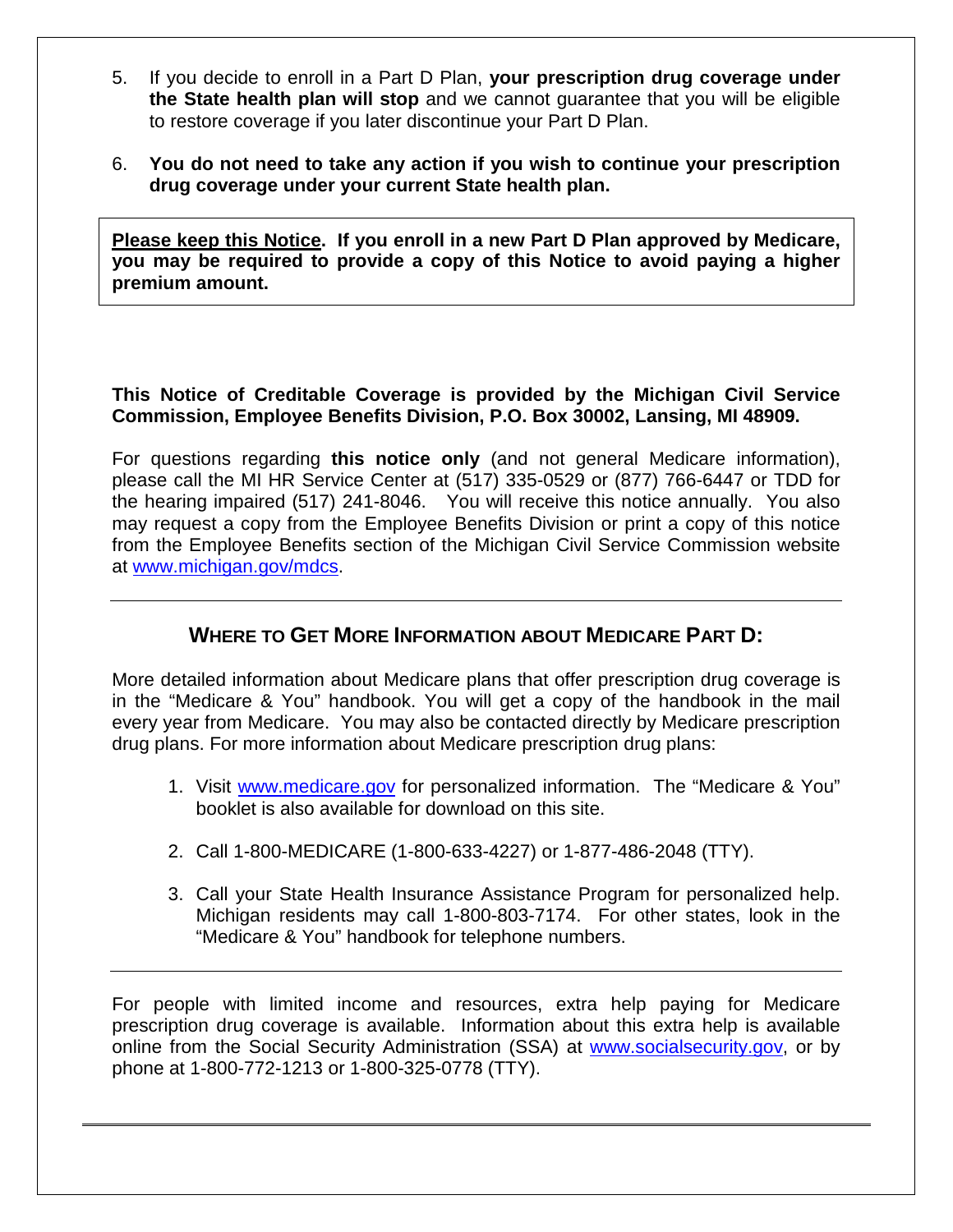5. If you decide to enroll in a Part D Plan, **your prescription drug coverage under the State health plan will stop** and we cannot guarantee that you will be eligible to restore coverage if you later discontinue your Part D Plan.

6. **You do not need to take any action if you wish to continue your prescription drug coverage under your current State health plan.**

**<u>Please keep this Notice</u>. If you enroll in a new Part D Plan approved by Medicare, you may be required to provide a copy of this Notice to avoid paying a higher premium amount.**

**This Notice of Creditable Coverage is provided by the Michigan Civil Service Commission, Employee Benefits Division, P.O. Box 30002, Lansing, MI 48909.**

For questions regarding **this notice only** (and not general Medicare information), please call the MI HR Service Center at (517) 335-0529 or (877) 766-6447 or TDD for the hearing impaired (517) 241-8046. You will receive this notice annually. You also may request a copy from the Employee Benefits Division or print a copy of this notice from the Employee Benefits section of the Michigan Civil Service Commission website at www.michigan.gov/mdcs.

---

## WHERE TO GET MORE INFORMATION ABOUT MEDICARE PART D:

More detailed information about Medicare plans that offer prescription drug coverage is in the "Medicare & You" handbook. You will get a copy of the handbook in the mail every year from Medicare. You may also be contacted directly by Medicare prescription drug plans. For more information about Medicare prescription drug plans:

1. Visit www.medicare.gov for personalized information. The "Medicare & You" booklet is also available for download on this site.

2. Call 1-800-MEDICARE (1-800-633-4227) or 1-877-486-2048 (TTY).

3. Call your State Health Insurance Assistance Program for personalized help. Michigan residents may call 1-800-803-7174. For other states, look in the "Medicare & You" handbook for telephone numbers.

---

For people with limited income and resources, extra help paying for Medicare prescription drug coverage is available. Information about this extra help is available online from the Social Security Administration (SSA) at www.socialsecurity.gov, or by phone at 1-800-772-1213 or 1-800-325-0778 (TTY).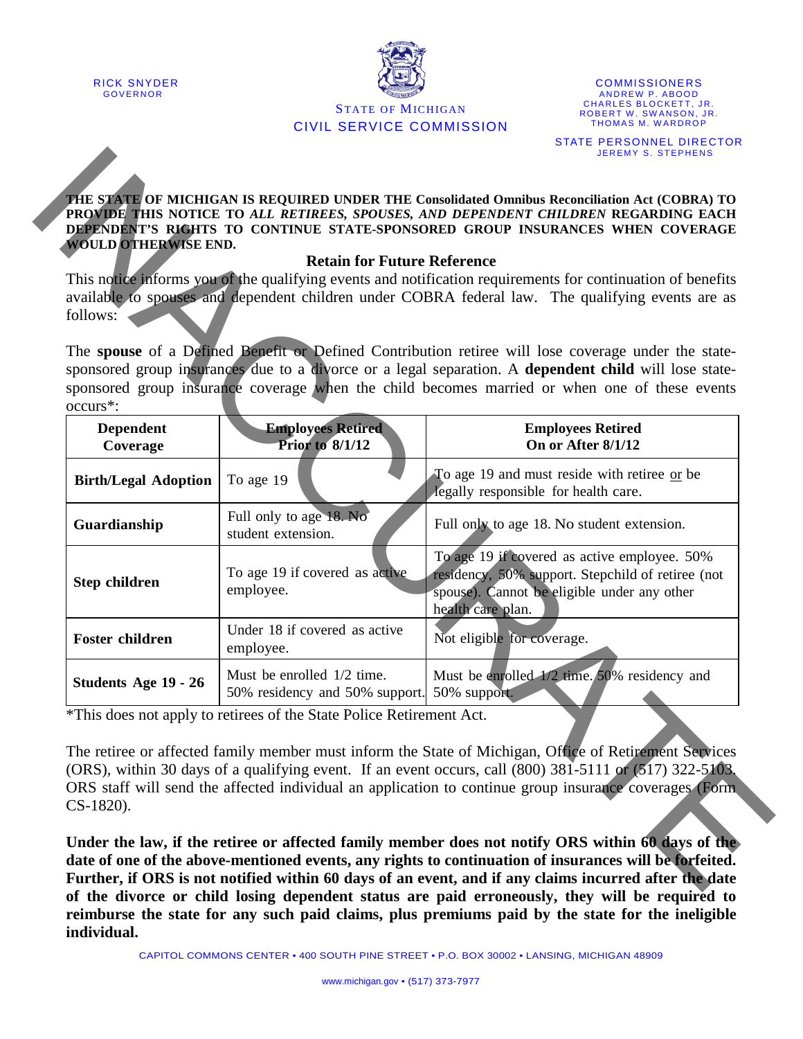RICK SNYDER
GOVERNOR

STATE OF MICHIGAN
CIVIL SERVICE COMMISSION

COMMISSIONERS
ANDREW P. ABOOD
CHARLES BLOCKETT, JR.
ROBERT W. SWANSON, JR.
THOMAS M. WARDROP

STATE PERSONNEL DIRECTOR
JEREMY S. STEPHENS

INACCURATE

**THE STATE OF MICHIGAN IS REQUIRED UNDER THE Consolidated Omnibus Reconciliation Act (COBRA) TO PROVIDE THIS NOTICE TO *ALL RETIREES, SPOUSES, AND DEPENDENT CHILDREN* REGARDING EACH DEPENDENT'S RIGHTS TO CONTINUE STATE-SPONSORED GROUP INSURANCES WHEN COVERAGE WOULD OTHERWISE END.**

**Retain for Future Reference**

This notice informs you of the qualifying events and notification requirements for continuation of benefits available to spouses and dependent children under COBRA federal law. The qualifying events are as follows:

The **spouse** of a Defined Benefit or Defined Contribution retiree will lose coverage under the state-sponsored group insurances due to a divorce or a legal separation. A **dependent child** will lose state-sponsored group insurance coverage when the child becomes married or when one of these events occurs*:

| Dependent Coverage | Employees Retired Prior to 8/1/12 | Employees Retired On or After 8/1/12 |
|---|---|---|
| **Birth/Legal Adoption** | To age 19 | To age 19 and must reside with retiree or be legally responsible for health care. |
| **Guardianship** | Full only to age 18. No student extension. | Full only to age 18. No student extension. |
| **Step children** | To age 19 if covered as active employee. | To age 19 if covered as active employee. 50% residency, 50% support. Stepchild of retiree (not spouse). Cannot be eligible under any other health care plan. |
| **Foster children** | Under 18 if covered as active employee. | Not eligible for coverage. |
| **Students Age 19 - 26** | Must be enrolled 1/2 time. 50% residency and 50% support. | Must be enrolled 1/2 time. 50% residency and 50% support. |

*This does not apply to retirees of the State Police Retirement Act.

The retiree or affected family member must inform the State of Michigan, Office of Retirement Services (ORS), within 30 days of a qualifying event. If an event occurs, call (800) 381-5111 or (517) 322-5103. ORS staff will send the affected individual an application to continue group insurance coverages (Form CS-1820).

**Under the law, if the retiree or affected family member does not notify ORS within 60 days of the date of one of the above-mentioned events, any rights to continuation of insurances will be forfeited. Further, if ORS is not notified within 60 days of an event, and if any claims incurred after the date of the divorce or child losing dependent status are paid erroneously, they will be required to reimburse the state for any such paid claims, plus premiums paid by the state for the ineligible individual.**

CAPITOL COMMONS CENTER • 400 SOUTH PINE STREET • P.O. BOX 30002 • LANSING, MICHIGAN 48909

www.michigan.gov • (517) 373-7977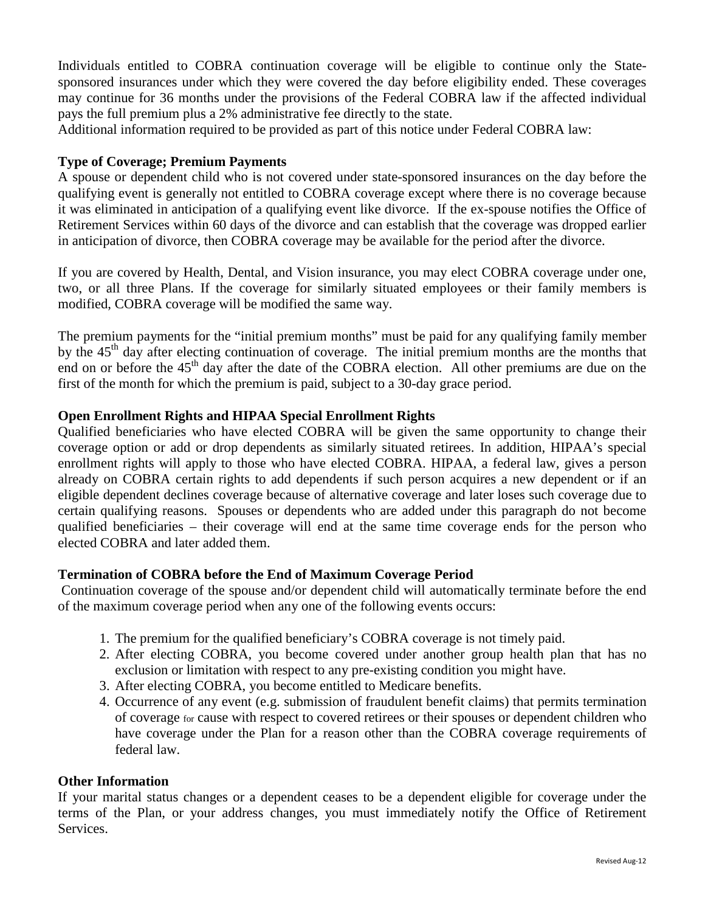Individuals entitled to COBRA continuation coverage will be eligible to continue only the State-sponsored insurances under which they were covered the day before eligibility ended. These coverages may continue for 36 months under the provisions of the Federal COBRA law if the affected individual pays the full premium plus a 2% administrative fee directly to the state.

Additional information required to be provided as part of this notice under Federal COBRA law:

**Type of Coverage; Premium Payments**

A spouse or dependent child who is not covered under state-sponsored insurances on the day before the qualifying event is generally not entitled to COBRA coverage except where there is no coverage because it was eliminated in anticipation of a qualifying event like divorce. If the ex-spouse notifies the Office of Retirement Services within 60 days of the divorce and can establish that the coverage was dropped earlier in anticipation of divorce, then COBRA coverage may be available for the period after the divorce.

If you are covered by Health, Dental, and Vision insurance, you may elect COBRA coverage under one, two, or all three Plans. If the coverage for similarly situated employees or their family members is modified, COBRA coverage will be modified the same way.

The premium payments for the "initial premium months" must be paid for any qualifying family member by the 45th day after electing continuation of coverage. The initial premium months are the months that end on or before the 45th day after the date of the COBRA election. All other premiums are due on the first of the month for which the premium is paid, subject to a 30-day grace period.

**Open Enrollment Rights and HIPAA Special Enrollment Rights**

Qualified beneficiaries who have elected COBRA will be given the same opportunity to change their coverage option or add or drop dependents as similarly situated retirees. In addition, HIPAA's special enrollment rights will apply to those who have elected COBRA. HIPAA, a federal law, gives a person already on COBRA certain rights to add dependents if such person acquires a new dependent or if an eligible dependent declines coverage because of alternative coverage and later loses such coverage due to certain qualifying reasons. Spouses or dependents who are added under this paragraph do not become qualified beneficiaries – their coverage will end at the same time coverage ends for the person who elected COBRA and later added them.

**Termination of COBRA before the End of Maximum Coverage Period**

Continuation coverage of the spouse and/or dependent child will automatically terminate before the end of the maximum coverage period when any one of the following events occurs:

1. The premium for the qualified beneficiary's COBRA coverage is not timely paid.
2. After electing COBRA, you become covered under another group health plan that has no exclusion or limitation with respect to any pre-existing condition you might have.
3. After electing COBRA, you become entitled to Medicare benefits.
4. Occurrence of any event (e.g. submission of fraudulent benefit claims) that permits termination of coverage for cause with respect to covered retirees or their spouses or dependent children who have coverage under the Plan for a reason other than the COBRA coverage requirements of federal law.

**Other Information**

If your marital status changes or a dependent ceases to be a dependent eligible for coverage under the terms of the Plan, or your address changes, you must immediately notify the Office of Retirement Services.

Revised Aug-12